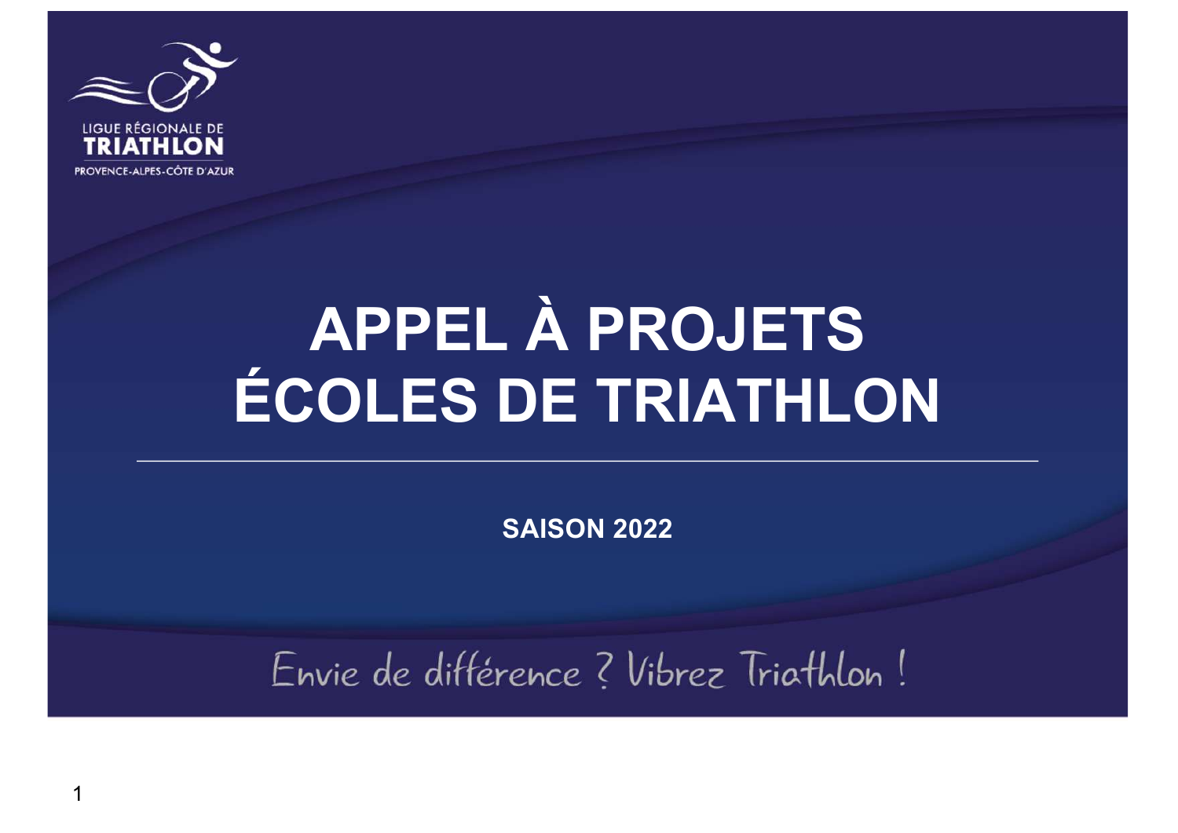LIGUE RÉGIONALE DE
**TRIATHLON**
PROVENCE-ALPES-CÔTE D'AZUR

# APPEL À PROJETS ÉCOLES DE TRIATHLON

**SAISON 2022**

Envie de différence ? Vibrez Triathlon !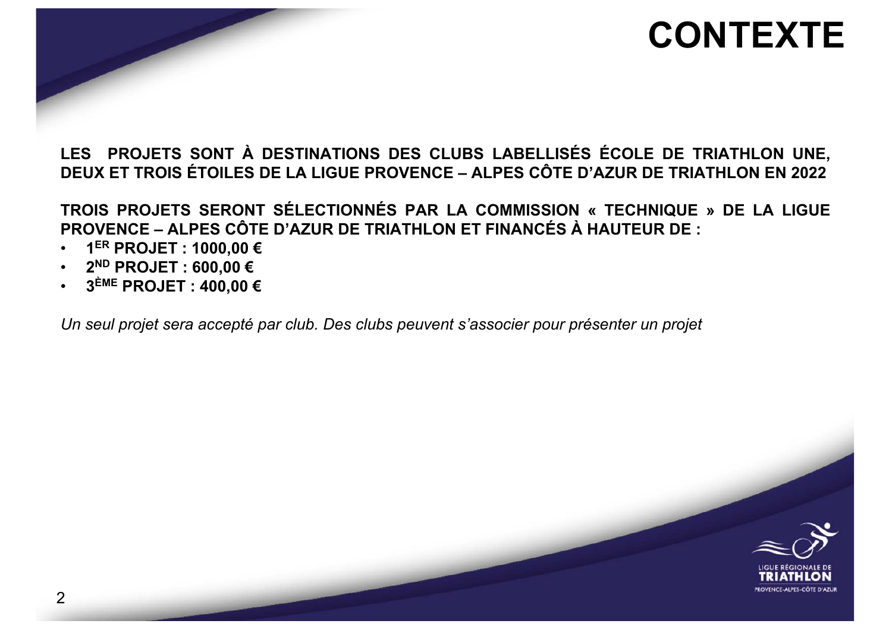# CONTEXTE

**LES PROJETS SONT À DESTINATIONS DES CLUBS LABELLISÉS ÉCOLE DE TRIATHLON UNE, DEUX ET TROIS ÉTOILES DE LA LIGUE PROVENCE – ALPES CÔTE D'AZUR DE TRIATHLON EN 2022**

**TROIS PROJETS SERONT SÉLECTIONNÉS PAR LA COMMISSION « TECHNIQUE » DE LA LIGUE PROVENCE – ALPES CÔTE D'AZUR DE TRIATHLON ET FINANCÉS À HAUTEUR DE :**

- **1ER PROJET : 1000,00 €**
- **2ND PROJET : 600,00 €**
- **3ÈME PROJET : 400,00 €**

*Un seul projet sera accepté par club. Des clubs peuvent s'associer pour présenter un projet*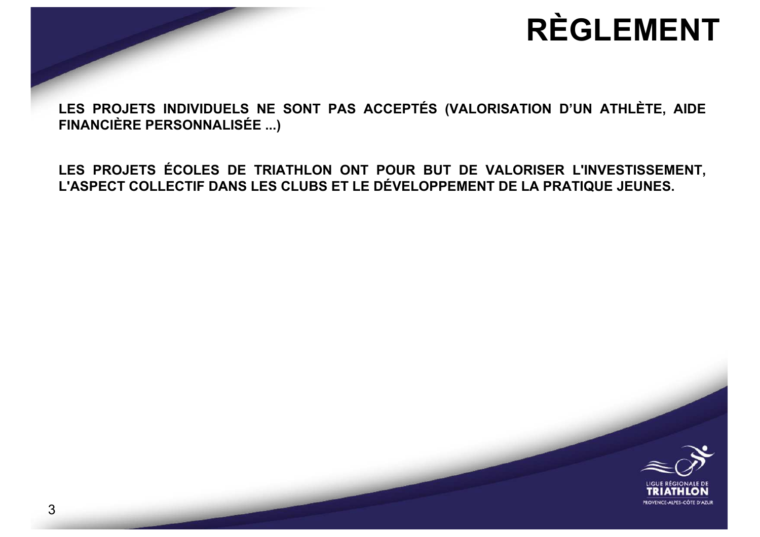# RÈGLEMENT

**LES PROJETS INDIVIDUELS NE SONT PAS ACCEPTÉS (VALORISATION D'UN ATHLÈTE, AIDE FINANCIÈRE PERSONNALISÉE ...)**

**LES PROJETS ÉCOLES DE TRIATHLON ONT POUR BUT DE VALORISER L'INVESTISSEMENT, L'ASPECT COLLECTIF DANS LES CLUBS ET LE DÉVELOPPEMENT DE LA PRATIQUE JEUNES.**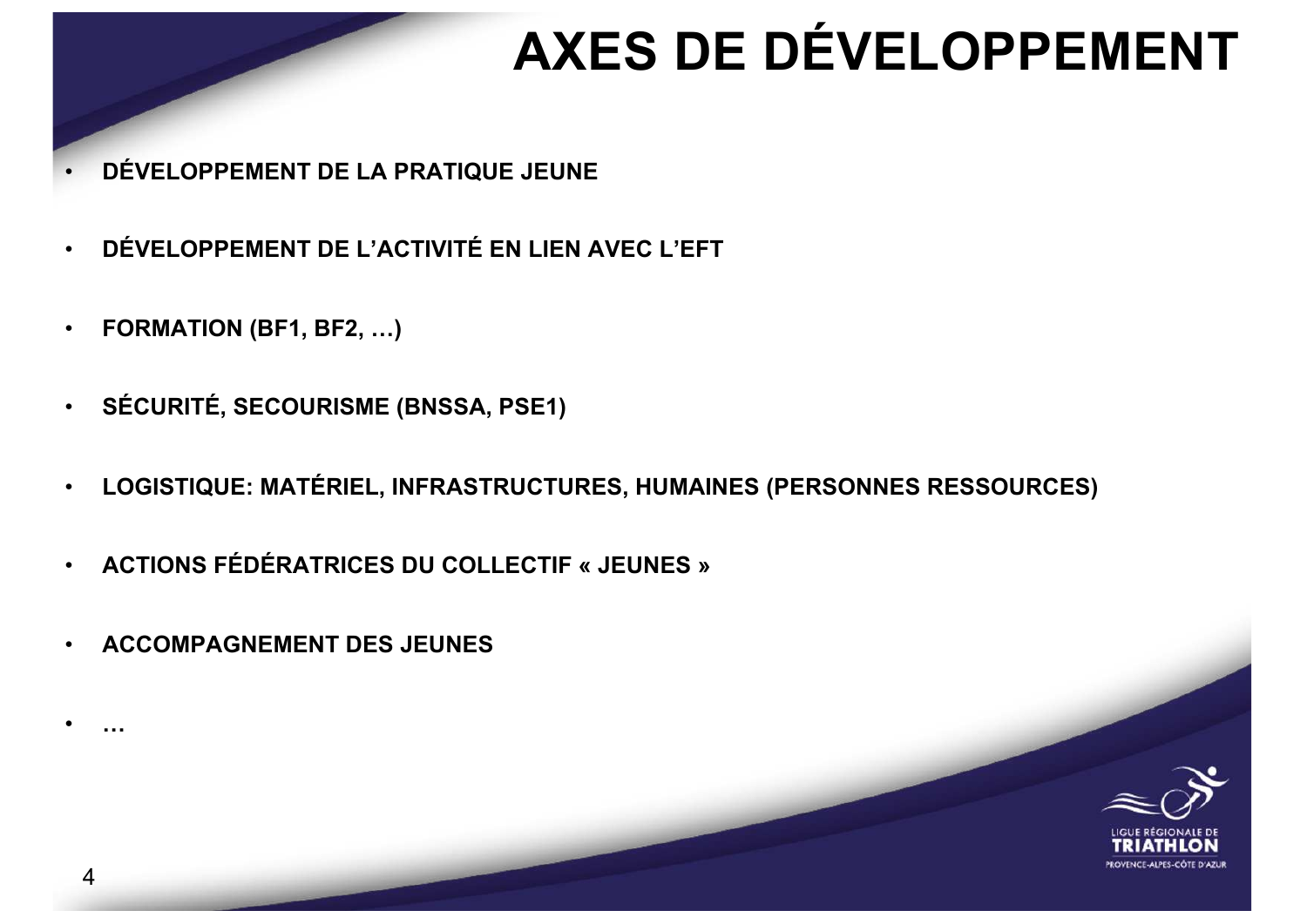# AXES DE DÉVELOPPEMENT

- **DÉVELOPPEMENT DE LA PRATIQUE JEUNE**
- **DÉVELOPPEMENT DE L'ACTIVITÉ EN LIEN AVEC L'EFT**
- **FORMATION (BF1, BF2, …)**
- **SÉCURITÉ, SECOURISME (BNSSA, PSE1)**
- **LOGISTIQUE: MATÉRIEL, INFRASTRUCTURES, HUMAINES (PERSONNES RESSOURCES)**
- **ACTIONS FÉDÉRATRICES DU COLLECTIF « JEUNES »**
- **ACCOMPAGNEMENT DES JEUNES**
- **…**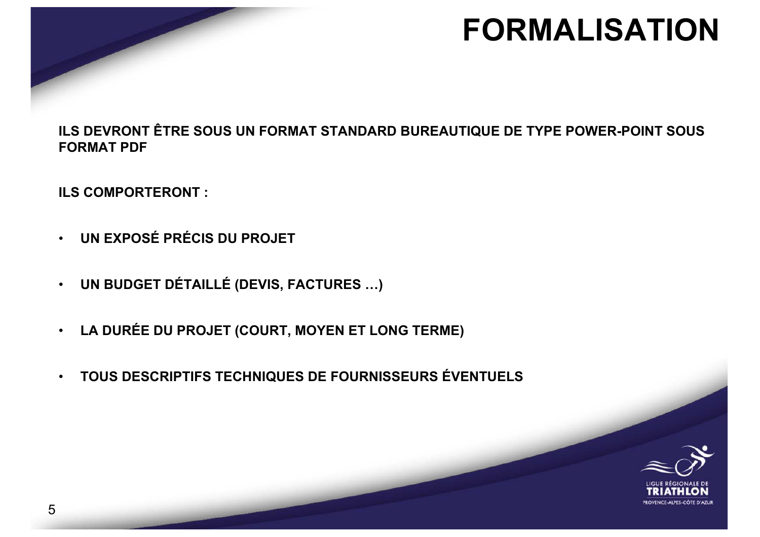# FORMALISATION

**ILS DEVRONT ÊTRE SOUS UN FORMAT STANDARD BUREAUTIQUE DE TYPE POWER-POINT SOUS FORMAT PDF**

**ILS COMPORTERONT :**

- **UN EXPOSÉ PRÉCIS DU PROJET**
- **UN BUDGET DÉTAILLÉ (DEVIS, FACTURES …)**
- **LA DURÉE DU PROJET (COURT, MOYEN ET LONG TERME)**
- **TOUS DESCRIPTIFS TECHNIQUES DE FOURNISSEURS ÉVENTUELS**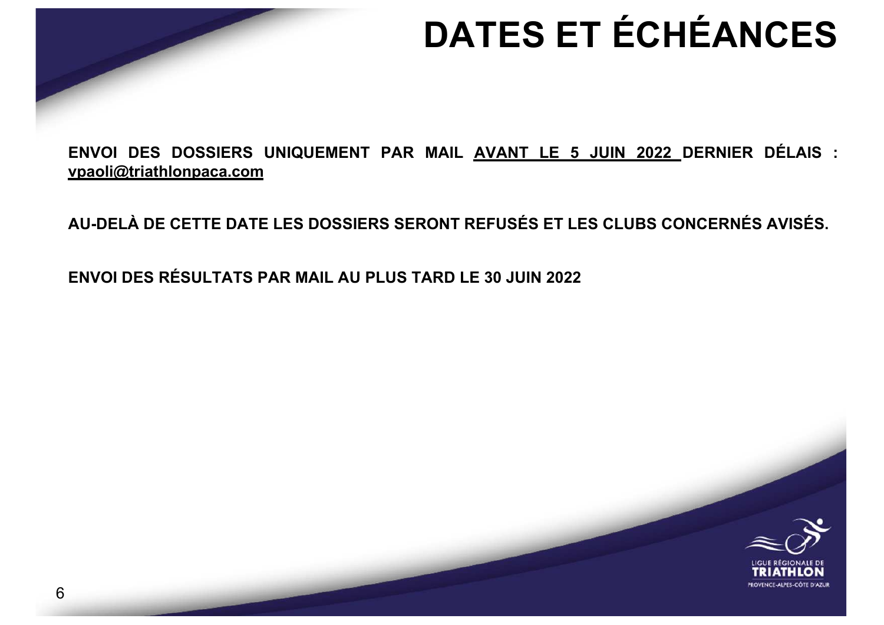# DATES ET ÉCHÉANCES

**ENVOI DES DOSSIERS UNIQUEMENT PAR MAIL <u>AVANT LE 5 JUIN 2022</u> DERNIER DÉLAIS : <u>vpaoli@triathlonpaca.com</u>**

**AU-DELÀ DE CETTE DATE LES DOSSIERS SERONT REFUSÉS ET LES CLUBS CONCERNÉS AVISÉS.**

**ENVOI DES RÉSULTATS PAR MAIL AU PLUS TARD LE 30 JUIN 2022**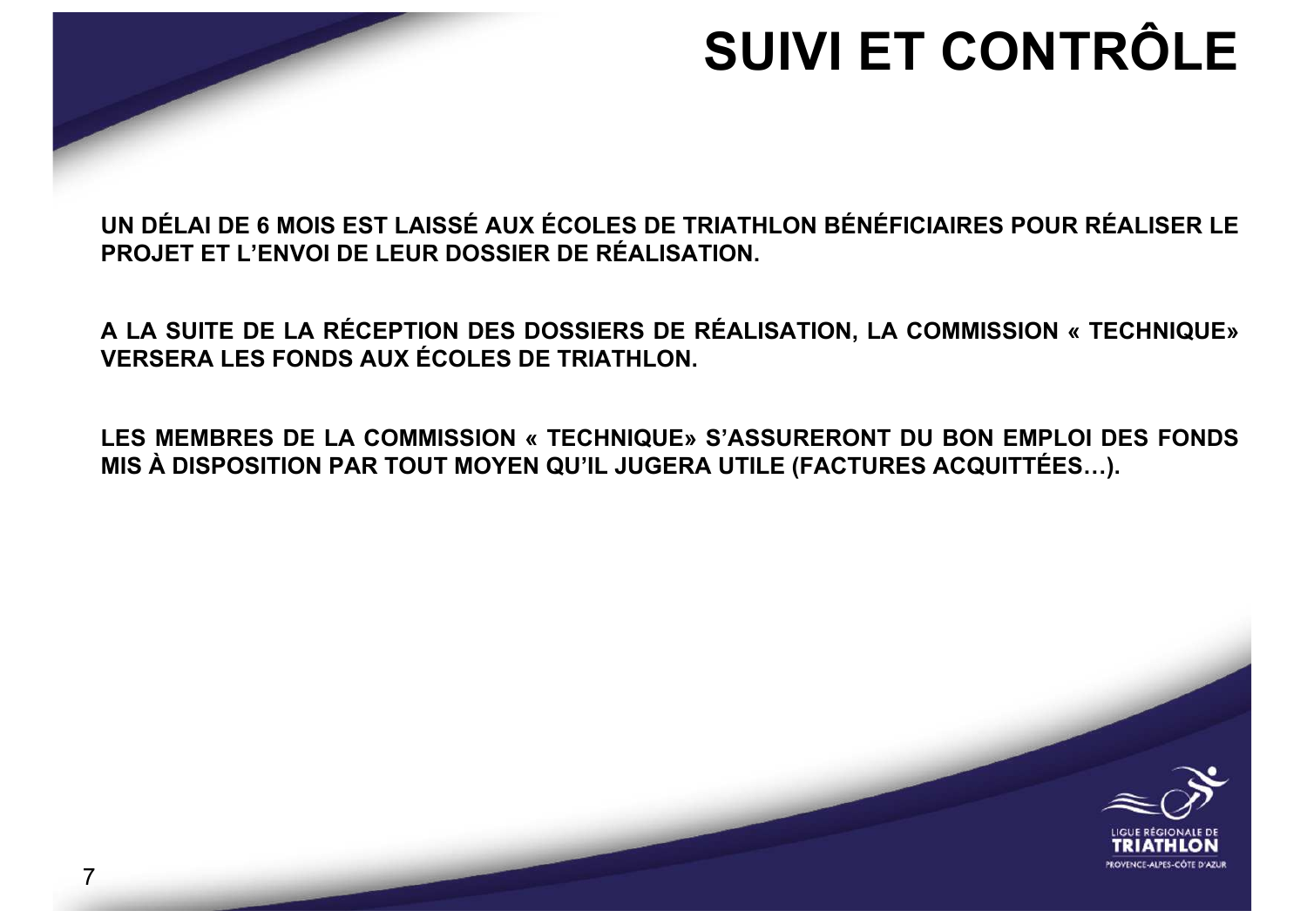# SUIVI ET CONTRÔLE

**UN DÉLAI DE 6 MOIS EST LAISSÉ AUX ÉCOLES DE TRIATHLON BÉNÉFICIAIRES POUR RÉALISER LE PROJET ET L'ENVOI DE LEUR DOSSIER DE RÉALISATION.**

**A LA SUITE DE LA RÉCEPTION DES DOSSIERS DE RÉALISATION, LA COMMISSION « TECHNIQUE» VERSERA LES FONDS AUX ÉCOLES DE TRIATHLON.**

**LES MEMBRES DE LA COMMISSION « TECHNIQUE» S'ASSURERONT DU BON EMPLOI DES FONDS MIS À DISPOSITION PAR TOUT MOYEN QU'IL JUGERA UTILE (FACTURES ACQUITTÉES…).**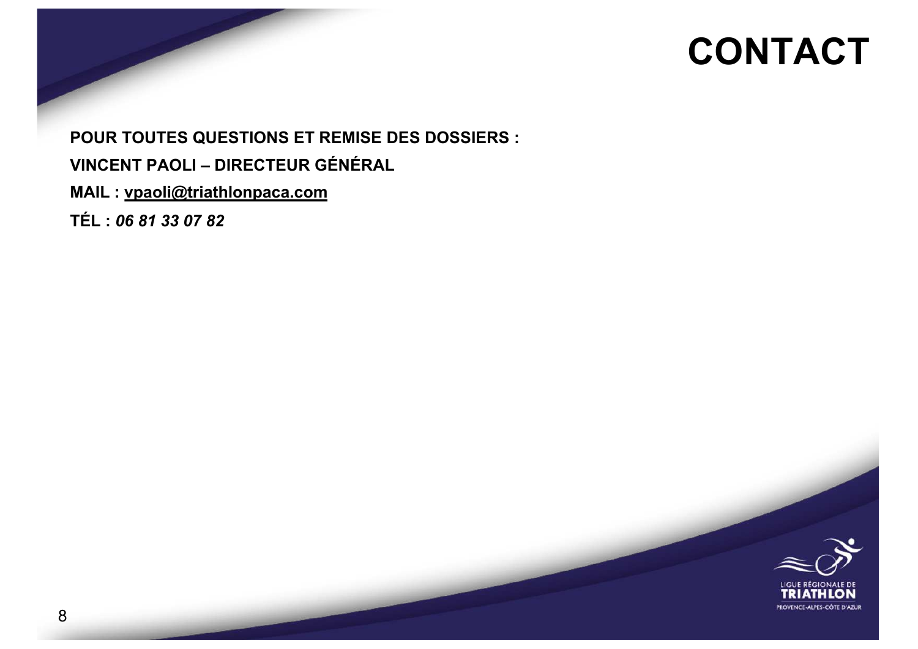# CONTACT

**POUR TOUTES QUESTIONS ET REMISE DES DOSSIERS :**

**VINCENT PAOLI – DIRECTEUR GÉNÉRAL**

**MAIL : vpaoli@triathlonpaca.com**

**TÉL : *06 81 33 07 82***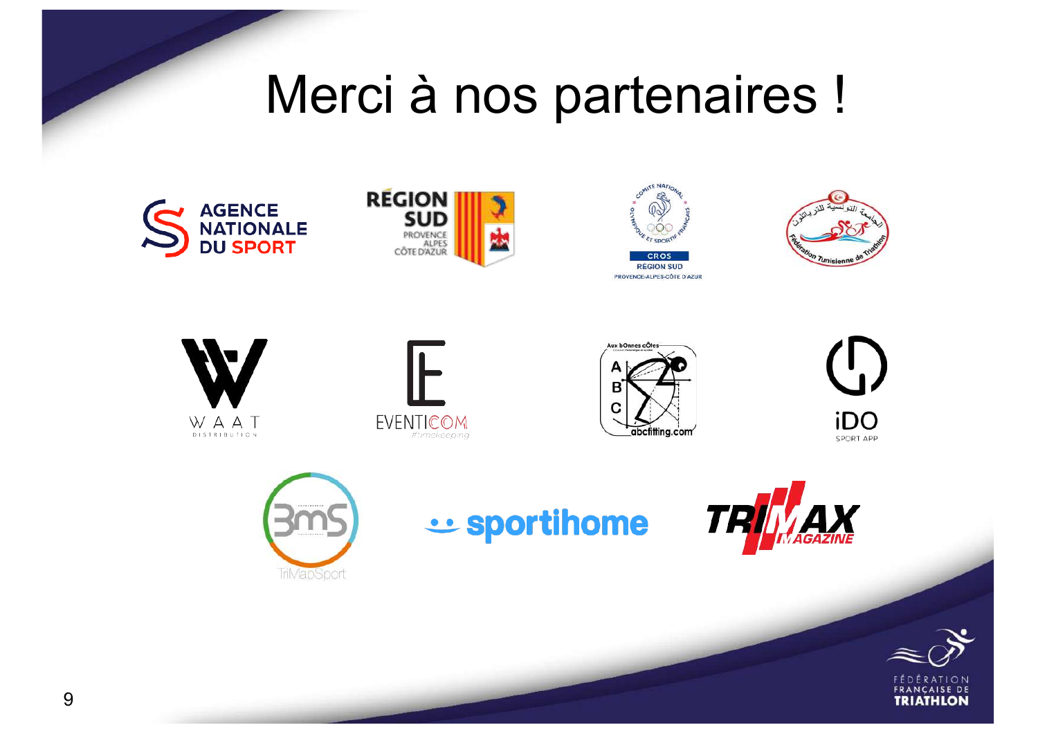# Merci à nos partenaires !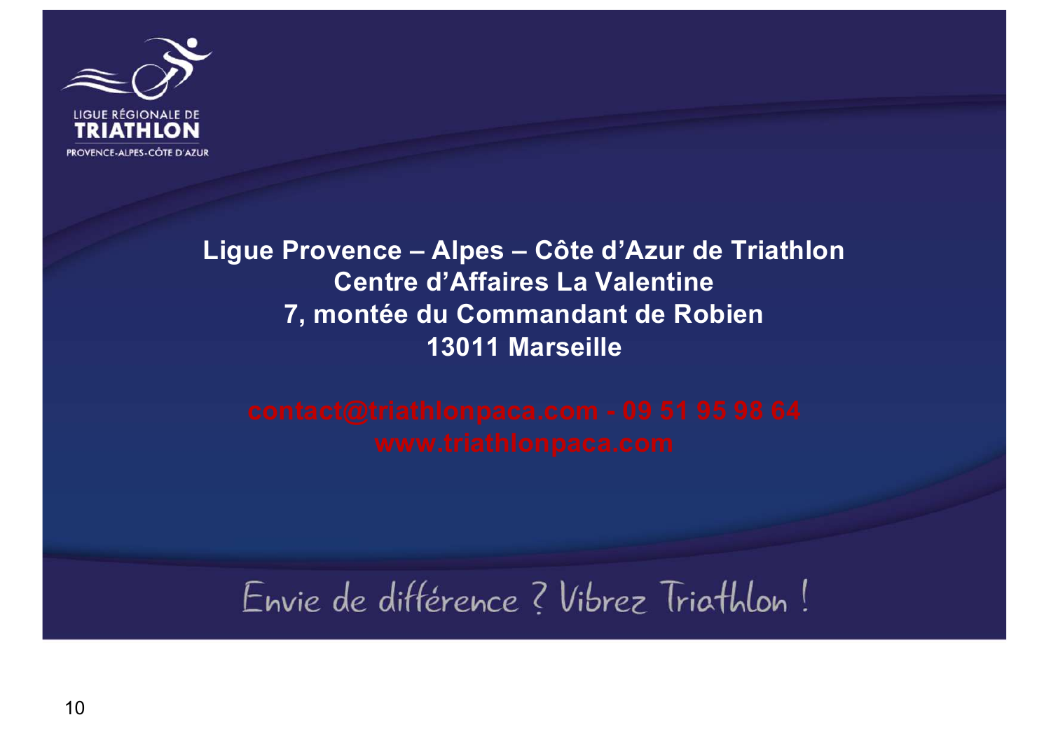LIGUE RÉGIONALE DE
**TRIATHLON**
PROVENCE-ALPES-CÔTE D'AZUR

**Ligue Provence – Alpes – Côte d'Azur de Triathlon**
**Centre d'Affaires La Valentine**
**7, montée du Commandant de Robien**
**13011 Marseille**

**contact@triathlonpaca.com - 09 51 95 98 64**
**www.triathlonpaca.com**

Envie de différence ? Vibrez Triathlon !